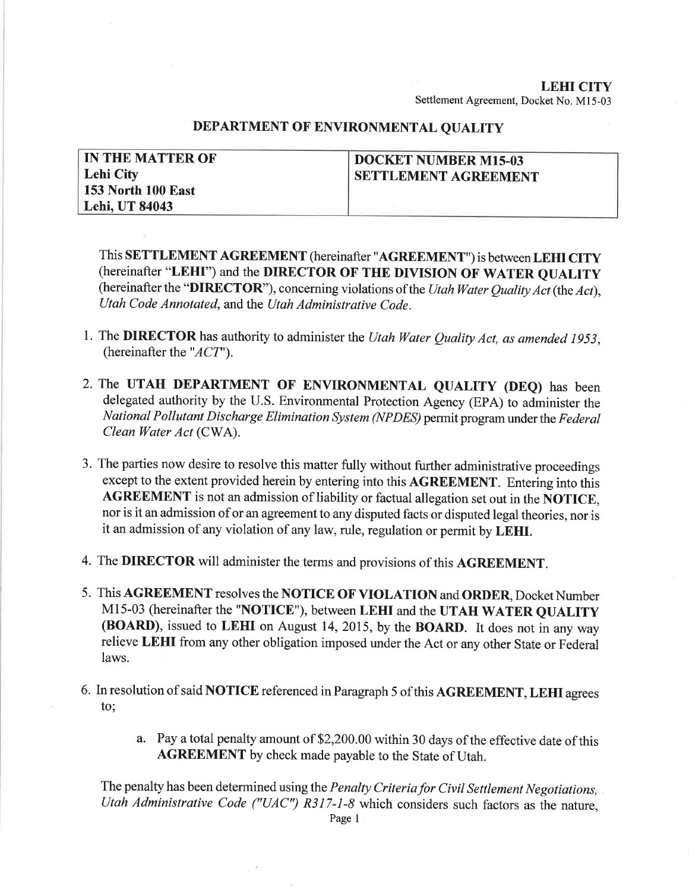## DEPARTMENT OF ENVIRONMENTAL QUALITY

| IN THE MATTER OF<br>Lehi City<br>153 North 100 East<br>Lehi, UT 84043 | DOCKET NUMBER M15-03<br>SETTLEMENT AGREEMENT |
|---|---|

This **SETTLEMENT AGREEMENT** (hereinafter "**AGREEMENT**") is between **LEHI CITY** (hereinafter "**LEHI**") and the **DIRECTOR OF THE DIVISION OF WATER QUALITY** (hereinafter the "**DIRECTOR**"), concerning violations of the *Utah Water Quality Act* (the *Act*), *Utah Code Annotated*, and the *Utah Administrative Code*.

1. The **DIRECTOR** has authority to administer the *Utah Water Quality Act, as amended 1953*, (hereinafter the "*ACT*").

2. The **UTAH DEPARTMENT OF ENVIRONMENTAL QUALITY (DEQ)** has been delegated authority by the U.S. Environmental Protection Agency (EPA) to administer the *National Pollutant Discharge Elimination System (NPDES)* permit program under the *Federal Clean Water Act* (CWA).

3. The parties now desire to resolve this matter fully without further administrative proceedings except to the extent provided herein by entering into this **AGREEMENT**. Entering into this **AGREEMENT** is not an admission of liability or factual allegation set out in the **NOTICE**, nor is it an admission of or an agreement to any disputed facts or disputed legal theories, nor is it an admission of any violation of any law, rule, regulation or permit by **LEHI**.

4. The **DIRECTOR** will administer the terms and provisions of this **AGREEMENT**.

5. This **AGREEMENT** resolves the **NOTICE OF VIOLATION** and **ORDER**, Docket Number M15-03 (hereinafter the "**NOTICE**"), between **LEHI** and the **UTAH WATER QUALITY (BOARD)**, issued to **LEHI** on August 14, 2015, by the **BOARD**. It does not in any way relieve **LEHI** from any other obligation imposed under the Act or any other State or Federal laws.

6. In resolution of said **NOTICE** referenced in Paragraph 5 of this **AGREEMENT**, **LEHI** agrees to;

   a. Pay a total penalty amount of $2,200.00 within 30 days of the effective date of this **AGREEMENT** by check made payable to the State of Utah.

The penalty has been determined using the *Penalty Criteria for Civil Settlement Negotiations, Utah Administrative Code ("UAC") R317-1-8* which considers such factors as the nature,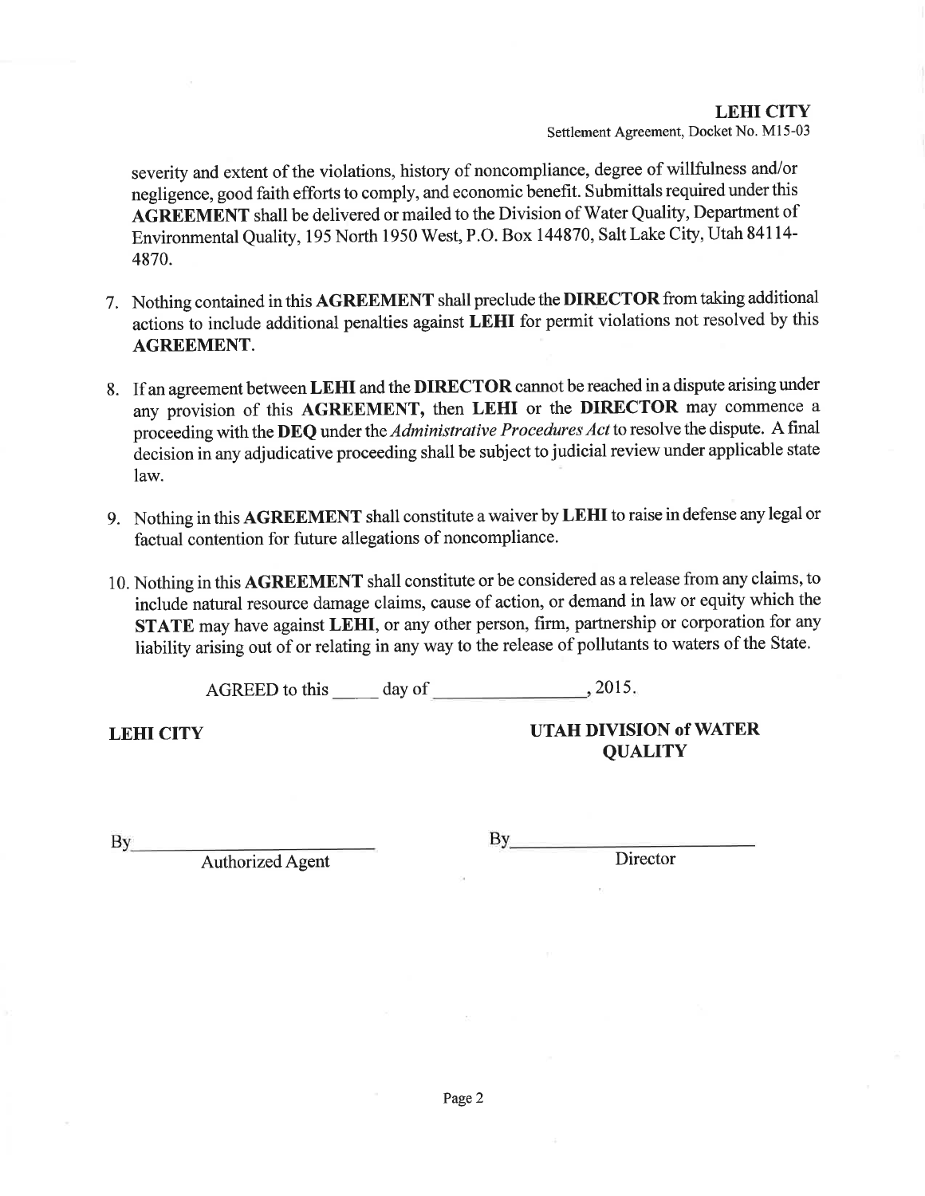severity and extent of the violations, history of noncompliance, degree of willfulness and/or negligence, good faith efforts to comply, and economic benefit. Submittals required under this **AGREEMENT** shall be delivered or mailed to the Division of Water Quality, Department of Environmental Quality, 195 North 1950 West, P.O. Box 144870, Salt Lake City, Utah 84114-4870.

7. Nothing contained in this **AGREEMENT** shall preclude the **DIRECTOR** from taking additional actions to include additional penalties against **LEHI** for permit violations not resolved by this **AGREEMENT**.

8. If an agreement between **LEHI** and the **DIRECTOR** cannot be reached in a dispute arising under any provision of this **AGREEMENT**, then **LEHI** or the **DIRECTOR** may commence a proceeding with the **DEQ** under the *Administrative Procedures Act* to resolve the dispute. A final decision in any adjudicative proceeding shall be subject to judicial review under applicable state law.

9. Nothing in this **AGREEMENT** shall constitute a waiver by **LEHI** to raise in defense any legal or factual contention for future allegations of noncompliance.

10. Nothing in this **AGREEMENT** shall constitute or be considered as a release from any claims, to include natural resource damage claims, cause of action, or demand in law or equity which the **STATE** may have against **LEHI**, or any other person, firm, partnership or corporation for any liability arising out of or relating in any way to the release of pollutants to waters of the State.

AGREED to this _____ day of ________________, 2015.

**LEHI CITY**

By___________________________

Authorized Agent

**UTAH DIVISION of WATER QUALITY**

By___________________________

Director